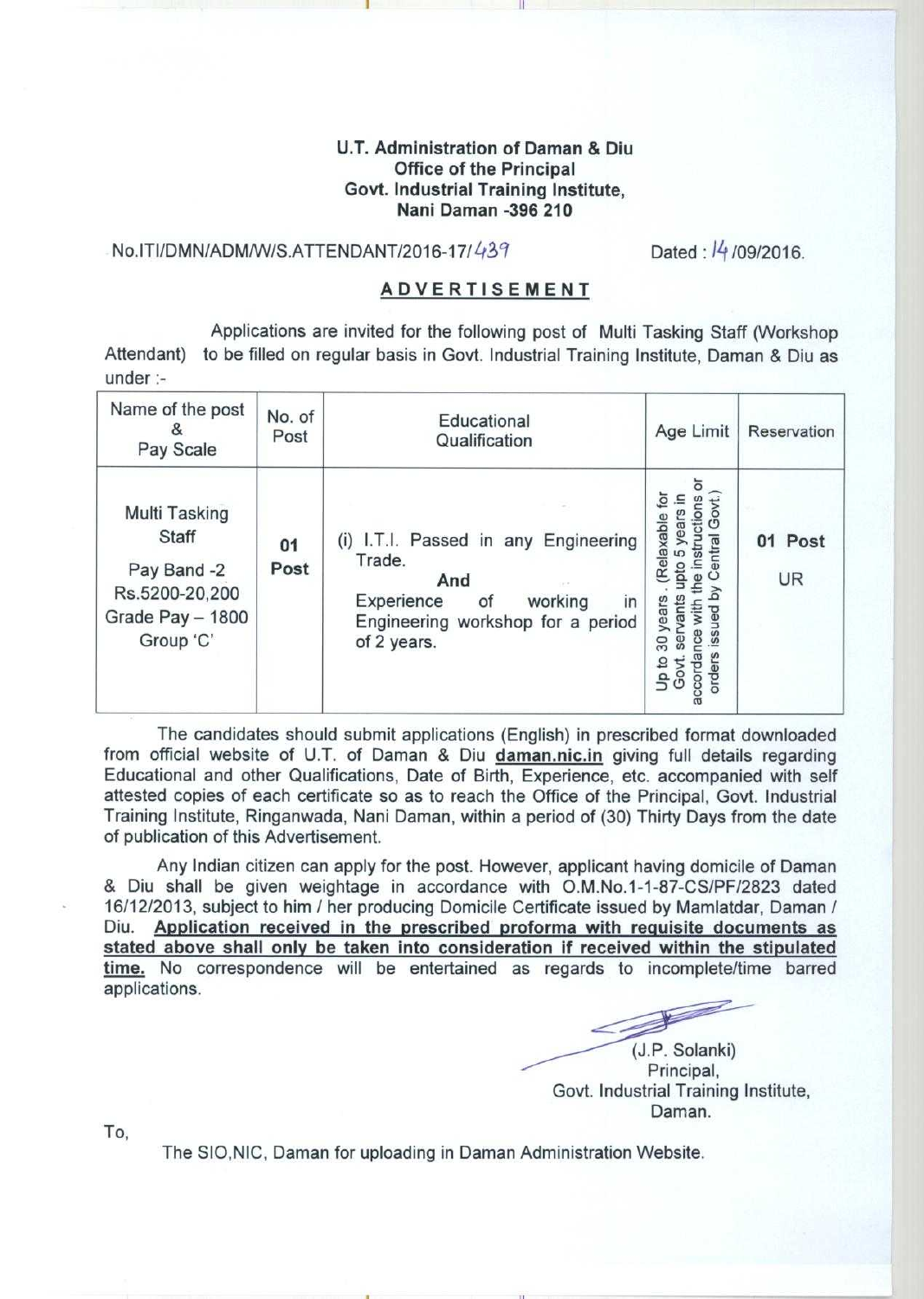**U.T. Administration of Daman & Diu**
**Office of the Principal**
**Govt. Industrial Training Institute,**
**Nani Daman -396 210**

No.ITI/DMN/ADM/W/S.ATTENDANT/2016-17/439 Dated : 14/09/2016.

## ADVERTISEMENT

Applications are invited for the following post of Multi Tasking Staff (Workshop Attendant) to be filled on regular basis in Govt. Industrial Training Institute, Daman & Diu as under :-

| Name of the post & Pay Scale | No. of Post | Educational Qualification | Age Limit | Reservation |
|---|---|---|---|---|
| Multi Tasking Staff<br>Pay Band -2 Rs.5200-20,200 Grade Pay – 1800 Group 'C' | **01 Post** | (i) I.T.I. Passed in any Engineering Trade.<br>**And**<br>Experience of working in Engineering workshop for a period of 2 years. | Up to 30 years . (Relaxable for Govt. servants upto 5 years in accordance with the instructions or orders issued by Central Govt.) | **01 Post**<br>UR |

The candidates should submit applications (English) in prescribed format downloaded from official website of U.T. of Daman & Diu **daman.nic.in** giving full details regarding Educational and other Qualifications, Date of Birth, Experience, etc. accompanied with self attested copies of each certificate so as to reach the Office of the Principal, Govt. Industrial Training Institute, Ringanwada, Nani Daman, within a period of (30) Thirty Days from the date of publication of this Advertisement.

Any Indian citizen can apply for the post. However, applicant having domicile of Daman & Diu shall be given weightage in accordance with O.M.No.1-1-87-CS/PF/2823 dated 16/12/2013, subject to him / her producing Domicile Certificate issued by Mamlatdar, Daman / Diu. **Application received in the prescribed proforma with requisite documents as stated above shall only be taken into consideration if received within the stipulated time.** No correspondence will be entertained as regards to incomplete/time barred applications.

(J.P. Solanki)
Principal,
Govt. Industrial Training Institute,
Daman.

To,

The SIO,NIC, Daman for uploading in Daman Administration Website.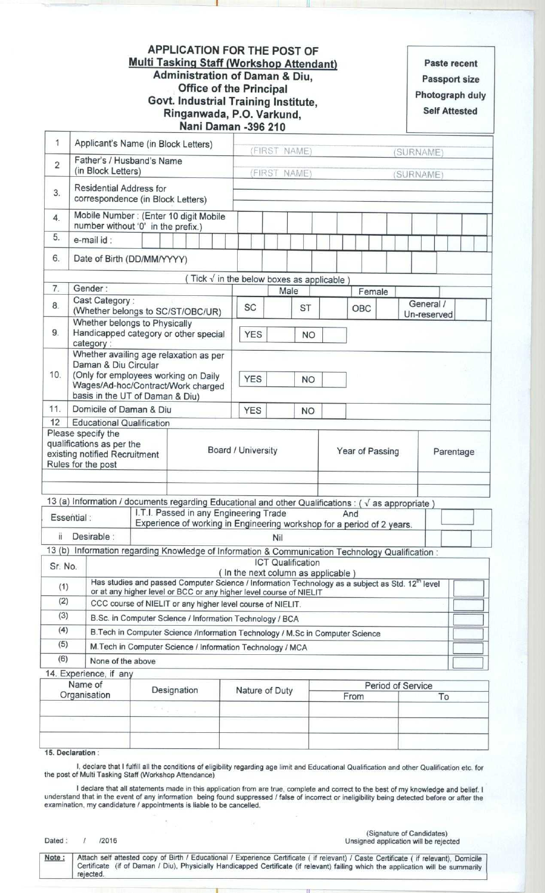## APPLICATION FOR THE POST OF
## Multi Tasking Staff (Workshop Attendant)
### Administration of Daman & Diu,
### Office of the Principal
### Govt. Industrial Training Institute,
### Ringanwada, P.O. Varkund,
### Nani Daman -396 210

**Paste recent Passport size Photograph duly Self Attested**

| | | | |
|---|---|---|---|
| 1 | Applicant's Name (in Block Letters) | (FIRST NAME) | (SURNAME) |
| 2 | Father's / Husband's Name (in Block Letters) | (FIRST NAME) | (SURNAME) |
| 3. | Residential Address for correspondence (in Block Letters) | | |
| 4. | Mobile Number : (Enter 10 digit Mobile number without '0' in the prefix.) | | |
| 5. | e-mail id : | | |
| 6. | Date of Birth (DD/MM/YYYY) | | |

( Tick √ in the below boxes as applicable )

| | | | | | | | | |
|---|---|---|---|---|---|---|---|---|
| 7. | Gender : | Male | | Female | | | | |
| 8. | Cast Category : (Whether belongs to SC/ST/OBC/UR) | SC | | ST | | OBC | | General / Un-reserved |
| 9. | Whether belongs to Physically Handicapped category or other special category : | YES | | NO | | | | |
| 10. | Whether availing age relaxation as per Daman & Diu Circular (Only for employees working on Daily Wages/Ad-hoc/Contract/Work charged basis in the UT of Daman & Diu) | YES | | NO | | | | |
| 11. | Domicile of Daman & Diu | YES | | NO | | | | |

12 Educational Qualification

| Please specify the qualifications as per the existing notified Recruitment Rules for the post | Board / University | Year of Passing | Parentage |
|---|---|---|---|
| | | | |
| | | | |

13 (a) Information / documents regarding Educational and other Qualifications : ( √ as appropriate )

| | | |
|---|---|---|
| Essential : | I.T.I. Passed in any Engineering Trade And Experience of working in Engineering workshop for a period of 2 years. | |
| ii Desirable : | Nil | |

13 (b) Information regarding Knowledge of Information & Communication Technology Qualification :

| Sr. No. | ICT Qualification ( In the next column as applicable ) | |
|---|---|---|
| (1) | Has studies and passed Computer Science / Information Technology as a subject as Std. 12th level or at any higher level or BCC or any higher level course of NIELIT | |
| (2) | CCC course of NIELIT or any higher level course of NIELIT. | |
| (3) | B.Sc. in Computer Science / Information Technology / BCA | |
| (4) | B.Tech in Computer Science /Information Technology / M.Sc in Computer Science | |
| (5) | M.Tech in Computer Science / Information Technology / MCA | |
| (6) | None of the above | |

14. Experience, if any

| Name of Organisation | Designation | Nature of Duty | Period of Service | |
|---|---|---|---|---|
| | | | From | To |
| | | | | |
| | | | | |
| | | | | |

**15. Declaration :**

I, declare that I fulfill all the conditions of eligibility regarding age limit and Educational Qualification and other Qualification etc. for the post of Multi Tasking Staff (Workshop Attendance)

I declare that all statements made in this application from are true, complete and correct to the best of my knowledge and belief. I understand that in the event of any information being found suppressed / false of incorrect or ineligibility being detected before or after the examination, my candidature / appointments is liable to be cancelled.

Dated : / /2016

(Signature of Candidates)
Unsigned application will be rejected

**Note :** Attach self attested copy of Birth / Educational / Experience Certificate ( if relevant) / Caste Certificate ( if relevant), Domicile Certificate (if of Daman / Diu), Physically Handicapped Certificate (if relevant) failing which the application will be summarily rejected.